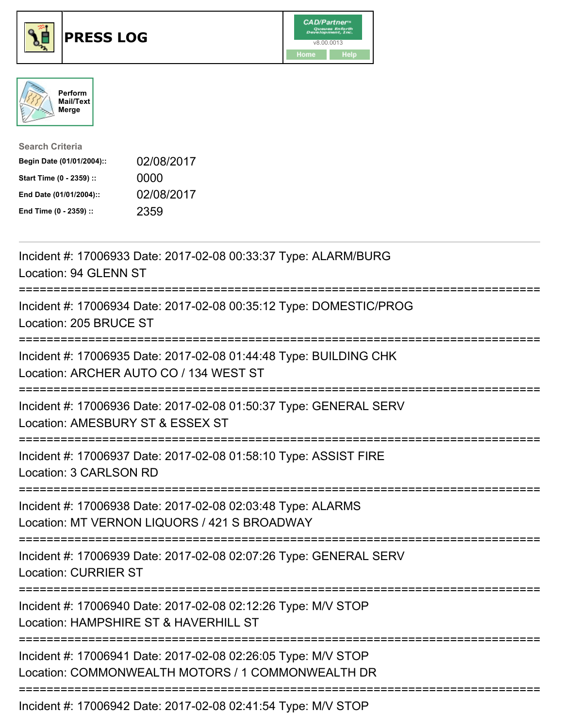# PRESS LOG

Perform Mail/Text Merge

**Search Criteria**

| | |
|---|---|
| **Begin Date (01/01/2004)::** | 02/08/2017 |
| **Start Time (0 - 2359) ::** | 0000 |
| **End Date (01/01/2004)::** | 02/08/2017 |
| **End Time (0 - 2359) ::** | 2359 |

Incident #: 17006933 Date: 2017-02-08 00:33:37 Type: ALARM/BURG
Location: 94 GLENN ST

===========================================================================

Incident #: 17006934 Date: 2017-02-08 00:35:12 Type: DOMESTIC/PROG
Location: 205 BRUCE ST

===========================================================================

Incident #: 17006935 Date: 2017-02-08 01:44:48 Type: BUILDING CHK
Location: ARCHER AUTO CO / 134 WEST ST

===========================================================================

Incident #: 17006936 Date: 2017-02-08 01:50:37 Type: GENERAL SERV
Location: AMESBURY ST & ESSEX ST

===========================================================================

Incident #: 17006937 Date: 2017-02-08 01:58:10 Type: ASSIST FIRE
Location: 3 CARLSON RD

===========================================================================

Incident #: 17006938 Date: 2017-02-08 02:03:48 Type: ALARMS
Location: MT VERNON LIQUORS / 421 S BROADWAY

===========================================================================

Incident #: 17006939 Date: 2017-02-08 02:07:26 Type: GENERAL SERV
Location: CURRIER ST

===========================================================================

Incident #: 17006940 Date: 2017-02-08 02:12:26 Type: M/V STOP
Location: HAMPSHIRE ST & HAVERHILL ST

===========================================================================

Incident #: 17006941 Date: 2017-02-08 02:26:05 Type: M/V STOP
Location: COMMONWEALTH MOTORS / 1 COMMONWEALTH DR

===========================================================================

Incident #: 17006942 Date: 2017-02-08 02:41:54 Type: M/V STOP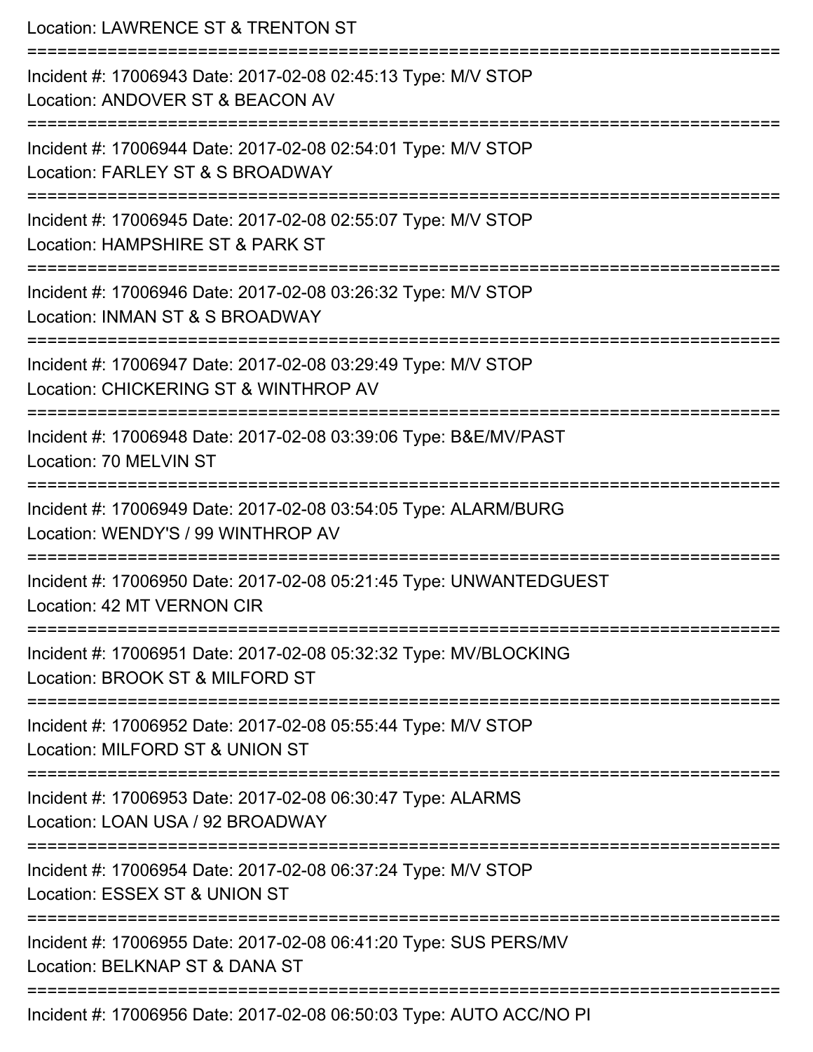Location: LAWRENCE ST & TRENTON ST

===========================================================================

Incident #: 17006943 Date: 2017-02-08 02:45:13 Type: M/V STOP

Location: ANDOVER ST & BEACON AV

===========================================================================

Incident #: 17006944 Date: 2017-02-08 02:54:01 Type: M/V STOP

Location: FARLEY ST & S BROADWAY

===========================================================================

Incident #: 17006945 Date: 2017-02-08 02:55:07 Type: M/V STOP

Location: HAMPSHIRE ST & PARK ST

===========================================================================

Incident #: 17006946 Date: 2017-02-08 03:26:32 Type: M/V STOP

Location: INMAN ST & S BROADWAY

===========================================================================

Incident #: 17006947 Date: 2017-02-08 03:29:49 Type: M/V STOP

Location: CHICKERING ST & WINTHROP AV

===========================================================================

Incident #: 17006948 Date: 2017-02-08 03:39:06 Type: B&E/MV/PAST

Location: 70 MELVIN ST

===========================================================================

Incident #: 17006949 Date: 2017-02-08 03:54:05 Type: ALARM/BURG

Location: WENDY'S / 99 WINTHROP AV

===========================================================================

Incident #: 17006950 Date: 2017-02-08 05:21:45 Type: UNWANTEDGUEST

Location: 42 MT VERNON CIR

===========================================================================

Incident #: 17006951 Date: 2017-02-08 05:32:32 Type: MV/BLOCKING

Location: BROOK ST & MILFORD ST

===========================================================================

Incident #: 17006952 Date: 2017-02-08 05:55:44 Type: M/V STOP

Location: MILFORD ST & UNION ST

===========================================================================

Incident #: 17006953 Date: 2017-02-08 06:30:47 Type: ALARMS

Location: LOAN USA / 92 BROADWAY

===========================================================================

Incident #: 17006954 Date: 2017-02-08 06:37:24 Type: M/V STOP

Location: ESSEX ST & UNION ST

===========================================================================

Incident #: 17006955 Date: 2017-02-08 06:41:20 Type: SUS PERS/MV

Location: BELKNAP ST & DANA ST

===========================================================================

Incident #: 17006956 Date: 2017-02-08 06:50:03 Type: AUTO ACC/NO PI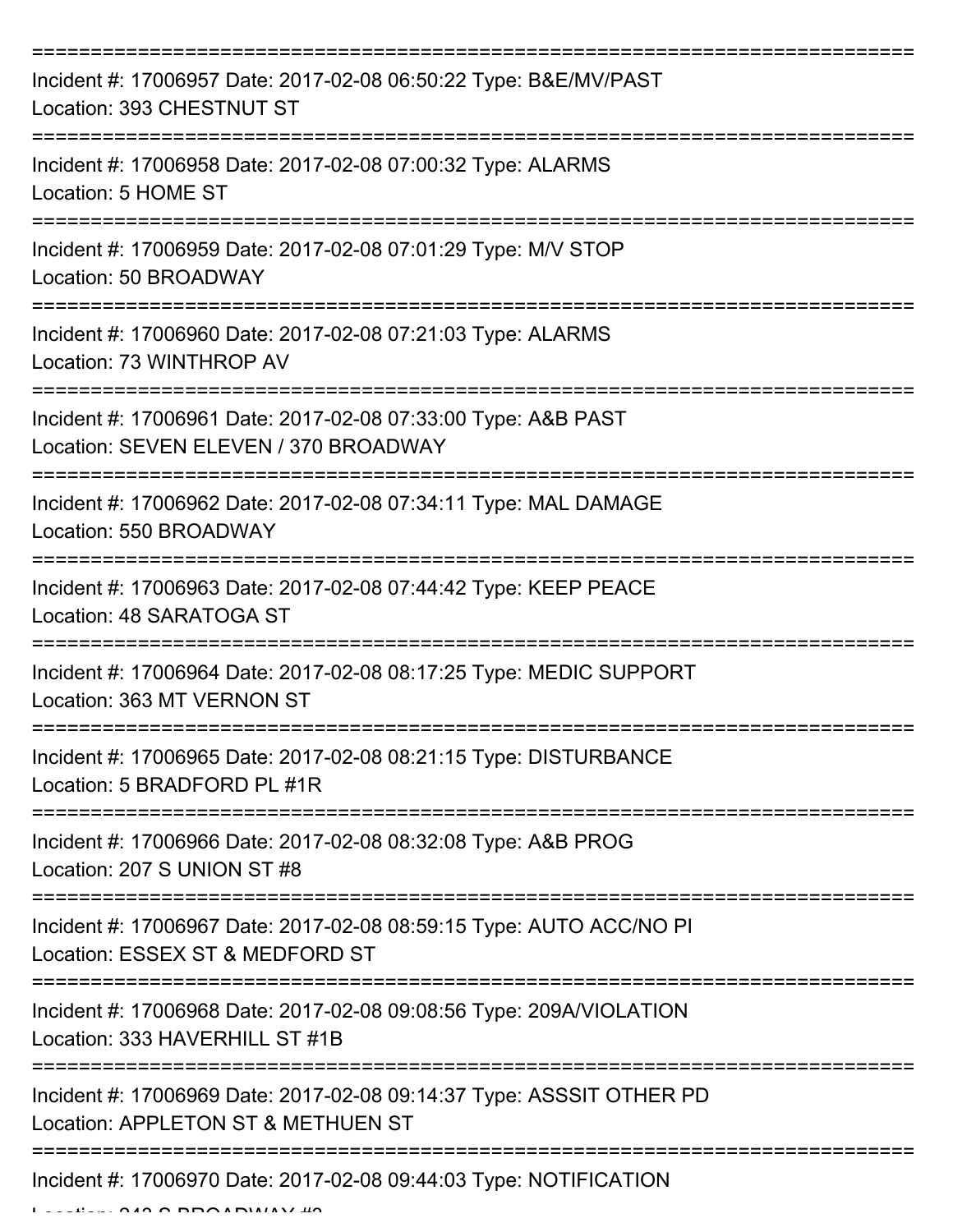===========================================================================

Incident #: 17006957 Date: 2017-02-08 06:50:22 Type: B&E/MV/PAST
Location: 393 CHESTNUT ST

===========================================================================

Incident #: 17006958 Date: 2017-02-08 07:00:32 Type: ALARMS
Location: 5 HOME ST

===========================================================================

Incident #: 17006959 Date: 2017-02-08 07:01:29 Type: M/V STOP
Location: 50 BROADWAY

===========================================================================

Incident #: 17006960 Date: 2017-02-08 07:21:03 Type: ALARMS
Location: 73 WINTHROP AV

===========================================================================

Incident #: 17006961 Date: 2017-02-08 07:33:00 Type: A&B PAST
Location: SEVEN ELEVEN / 370 BROADWAY

===========================================================================

Incident #: 17006962 Date: 2017-02-08 07:34:11 Type: MAL DAMAGE
Location: 550 BROADWAY

===========================================================================

Incident #: 17006963 Date: 2017-02-08 07:44:42 Type: KEEP PEACE
Location: 48 SARATOGA ST

===========================================================================

Incident #: 17006964 Date: 2017-02-08 08:17:25 Type: MEDIC SUPPORT
Location: 363 MT VERNON ST

===========================================================================

Incident #: 17006965 Date: 2017-02-08 08:21:15 Type: DISTURBANCE
Location: 5 BRADFORD PL #1R

===========================================================================

Incident #: 17006966 Date: 2017-02-08 08:32:08 Type: A&B PROG
Location: 207 S UNION ST #8

===========================================================================

Incident #: 17006967 Date: 2017-02-08 08:59:15 Type: AUTO ACC/NO PI
Location: ESSEX ST & MEDFORD ST

===========================================================================

Incident #: 17006968 Date: 2017-02-08 09:08:56 Type: 209A/VIOLATION
Location: 333 HAVERHILL ST #1B

===========================================================================

Incident #: 17006969 Date: 2017-02-08 09:14:37 Type: ASSSIT OTHER PD
Location: APPLETON ST & METHUEN ST

===========================================================================

Incident #: 17006970 Date: 2017-02-08 09:44:03 Type: NOTIFICATION
Location: 243 S BROADWAY #2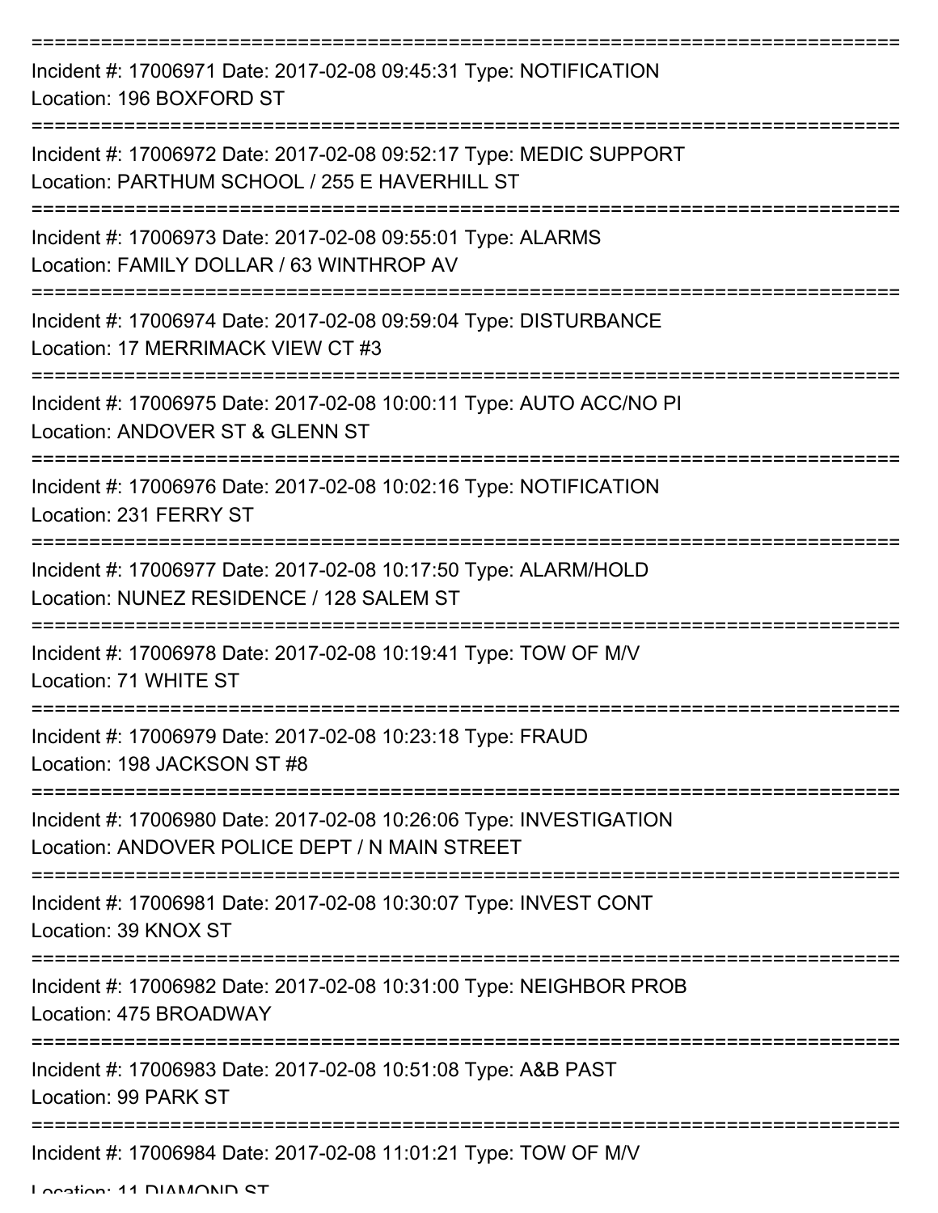===========================================================================
Incident #: 17006971 Date: 2017-02-08 09:45:31 Type: NOTIFICATION
Location: 196 BOXFORD ST
===========================================================================
Incident #: 17006972 Date: 2017-02-08 09:52:17 Type: MEDIC SUPPORT
Location: PARTHUM SCHOOL / 255 E HAVERHILL ST
===========================================================================
Incident #: 17006973 Date: 2017-02-08 09:55:01 Type: ALARMS
Location: FAMILY DOLLAR / 63 WINTHROP AV
===========================================================================
Incident #: 17006974 Date: 2017-02-08 09:59:04 Type: DISTURBANCE
Location: 17 MERRIMACK VIEW CT #3
===========================================================================
Incident #: 17006975 Date: 2017-02-08 10:00:11 Type: AUTO ACC/NO PI
Location: ANDOVER ST & GLENN ST
===========================================================================
Incident #: 17006976 Date: 2017-02-08 10:02:16 Type: NOTIFICATION
Location: 231 FERRY ST
===========================================================================
Incident #: 17006977 Date: 2017-02-08 10:17:50 Type: ALARM/HOLD
Location: NUNEZ RESIDENCE / 128 SALEM ST
===========================================================================
Incident #: 17006978 Date: 2017-02-08 10:19:41 Type: TOW OF M/V
Location: 71 WHITE ST
===========================================================================
Incident #: 17006979 Date: 2017-02-08 10:23:18 Type: FRAUD
Location: 198 JACKSON ST #8
===========================================================================
Incident #: 17006980 Date: 2017-02-08 10:26:06 Type: INVESTIGATION
Location: ANDOVER POLICE DEPT / N MAIN STREET
===========================================================================
Incident #: 17006981 Date: 2017-02-08 10:30:07 Type: INVEST CONT
Location: 39 KNOX ST
===========================================================================
Incident #: 17006982 Date: 2017-02-08 10:31:00 Type: NEIGHBOR PROB
Location: 475 BROADWAY
===========================================================================
Incident #: 17006983 Date: 2017-02-08 10:51:08 Type: A&B PAST
Location: 99 PARK ST
===========================================================================
Incident #: 17006984 Date: 2017-02-08 11:01:21 Type: TOW OF M/V
Location: 11 DIAMOND ST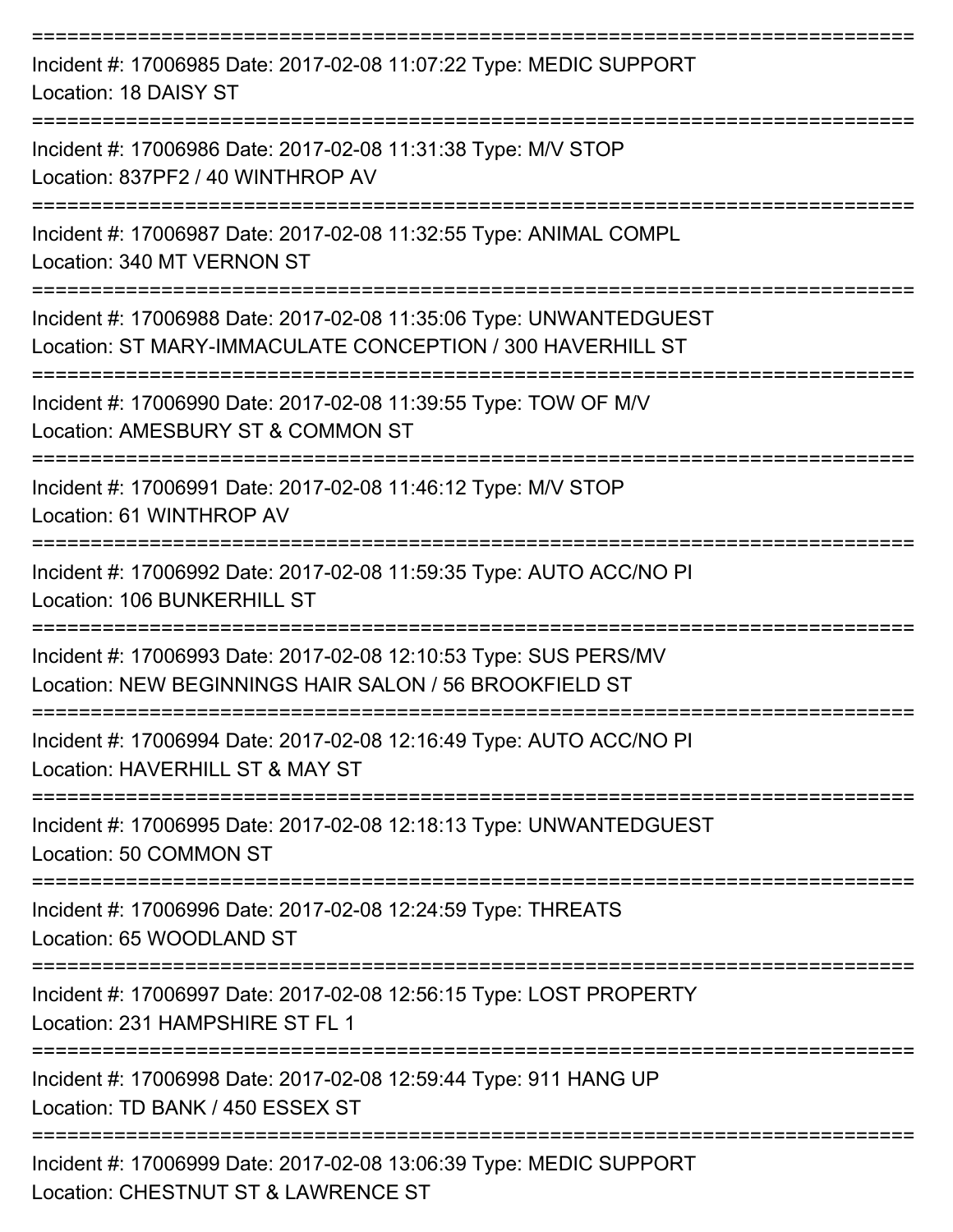===========================================================================

Incident #: 17006985 Date: 2017-02-08 11:07:22 Type: MEDIC SUPPORT
Location: 18 DAISY ST

===========================================================================

Incident #: 17006986 Date: 2017-02-08 11:31:38 Type: M/V STOP
Location: 837PF2 / 40 WINTHROP AV

===========================================================================

Incident #: 17006987 Date: 2017-02-08 11:32:55 Type: ANIMAL COMPL
Location: 340 MT VERNON ST

===========================================================================

Incident #: 17006988 Date: 2017-02-08 11:35:06 Type: UNWANTEDGUEST
Location: ST MARY-IMMACULATE CONCEPTION / 300 HAVERHILL ST

===========================================================================

Incident #: 17006990 Date: 2017-02-08 11:39:55 Type: TOW OF M/V
Location: AMESBURY ST & COMMON ST

===========================================================================

Incident #: 17006991 Date: 2017-02-08 11:46:12 Type: M/V STOP
Location: 61 WINTHROP AV

===========================================================================

Incident #: 17006992 Date: 2017-02-08 11:59:35 Type: AUTO ACC/NO PI
Location: 106 BUNKERHILL ST

===========================================================================

Incident #: 17006993 Date: 2017-02-08 12:10:53 Type: SUS PERS/MV
Location: NEW BEGINNINGS HAIR SALON / 56 BROOKFIELD ST

===========================================================================

Incident #: 17006994 Date: 2017-02-08 12:16:49 Type: AUTO ACC/NO PI
Location: HAVERHILL ST & MAY ST

===========================================================================

Incident #: 17006995 Date: 2017-02-08 12:18:13 Type: UNWANTEDGUEST
Location: 50 COMMON ST

===========================================================================

Incident #: 17006996 Date: 2017-02-08 12:24:59 Type: THREATS
Location: 65 WOODLAND ST

===========================================================================

Incident #: 17006997 Date: 2017-02-08 12:56:15 Type: LOST PROPERTY
Location: 231 HAMPSHIRE ST FL 1

===========================================================================

Incident #: 17006998 Date: 2017-02-08 12:59:44 Type: 911 HANG UP
Location: TD BANK / 450 ESSEX ST

===========================================================================

Incident #: 17006999 Date: 2017-02-08 13:06:39 Type: MEDIC SUPPORT
Location: CHESTNUT ST & LAWRENCE ST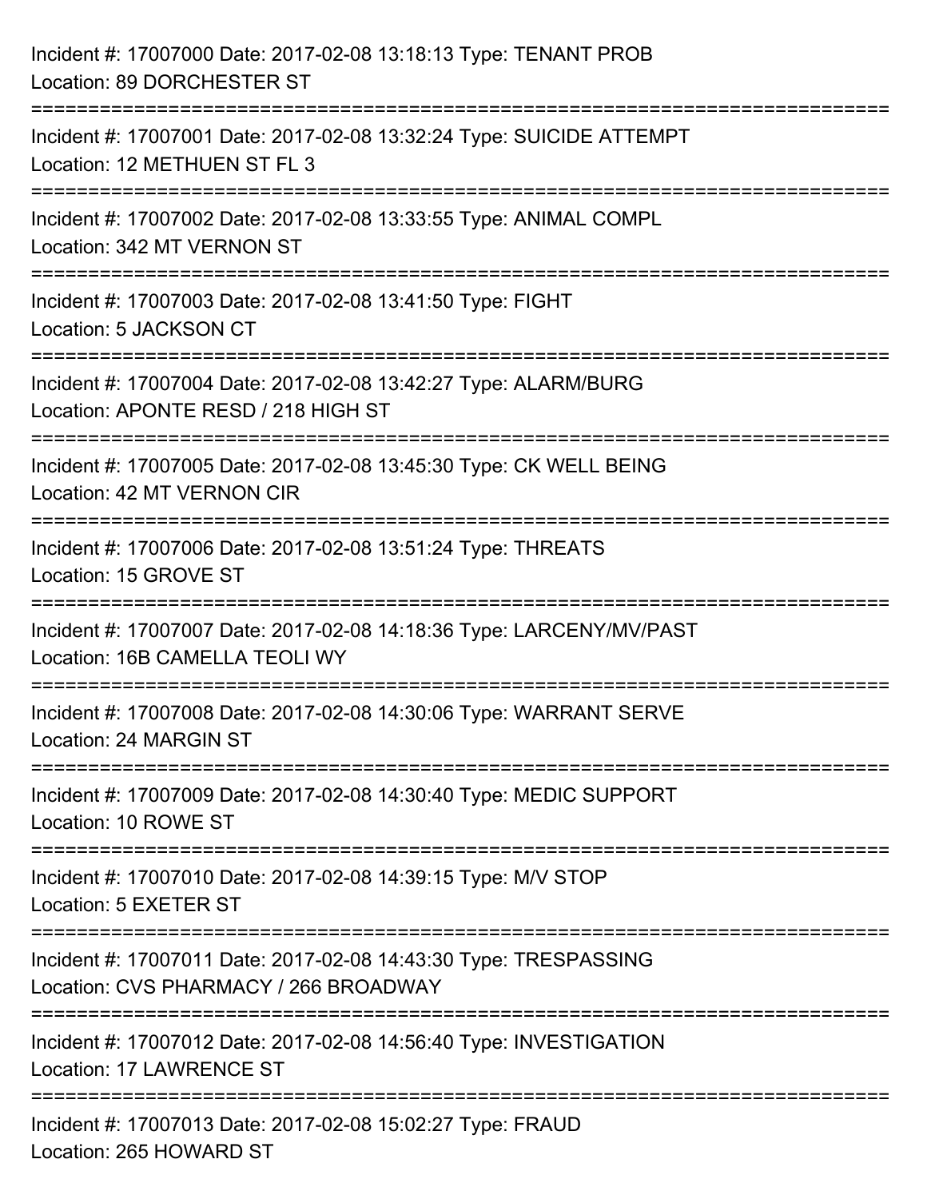Incident #: 17007000 Date: 2017-02-08 13:18:13 Type: TENANT PROB
Location: 89 DORCHESTER ST

===========================================================================

Incident #: 17007001 Date: 2017-02-08 13:32:24 Type: SUICIDE ATTEMPT
Location: 12 METHUEN ST FL 3

===========================================================================

Incident #: 17007002 Date: 2017-02-08 13:33:55 Type: ANIMAL COMPL
Location: 342 MT VERNON ST

===========================================================================

Incident #: 17007003 Date: 2017-02-08 13:41:50 Type: FIGHT
Location: 5 JACKSON CT

===========================================================================

Incident #: 17007004 Date: 2017-02-08 13:42:27 Type: ALARM/BURG
Location: APONTE RESD / 218 HIGH ST

===========================================================================

Incident #: 17007005 Date: 2017-02-08 13:45:30 Type: CK WELL BEING
Location: 42 MT VERNON CIR

===========================================================================

Incident #: 17007006 Date: 2017-02-08 13:51:24 Type: THREATS
Location: 15 GROVE ST

===========================================================================

Incident #: 17007007 Date: 2017-02-08 14:18:36 Type: LARCENY/MV/PAST
Location: 16B CAMELLA TEOLI WY

===========================================================================

Incident #: 17007008 Date: 2017-02-08 14:30:06 Type: WARRANT SERVE
Location: 24 MARGIN ST

===========================================================================

Incident #: 17007009 Date: 2017-02-08 14:30:40 Type: MEDIC SUPPORT
Location: 10 ROWE ST

===========================================================================

Incident #: 17007010 Date: 2017-02-08 14:39:15 Type: M/V STOP
Location: 5 EXETER ST

===========================================================================

Incident #: 17007011 Date: 2017-02-08 14:43:30 Type: TRESPASSING
Location: CVS PHARMACY / 266 BROADWAY

===========================================================================

Incident #: 17007012 Date: 2017-02-08 14:56:40 Type: INVESTIGATION
Location: 17 LAWRENCE ST

===========================================================================

Incident #: 17007013 Date: 2017-02-08 15:02:27 Type: FRAUD
Location: 265 HOWARD ST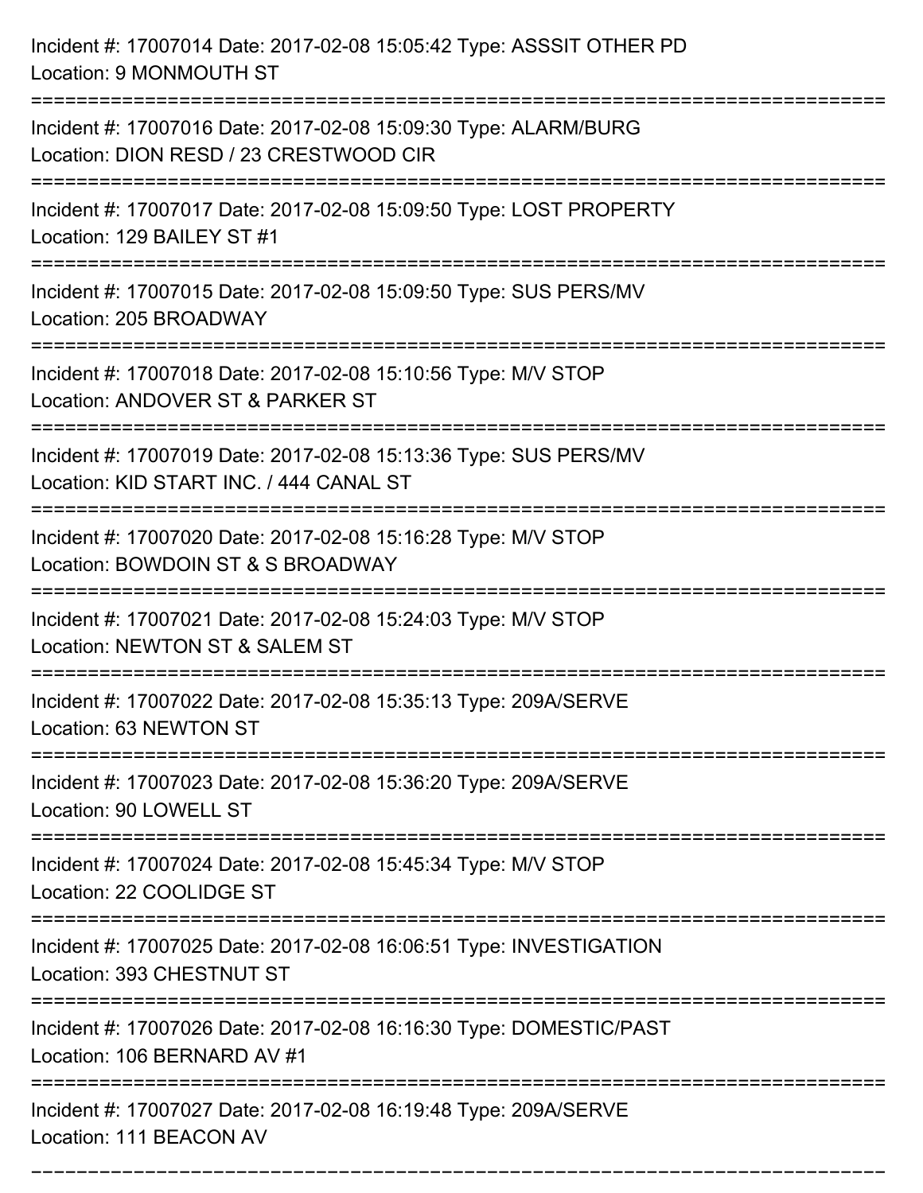Incident #: 17007014 Date: 2017-02-08 15:05:42 Type: ASSSIT OTHER PD
Location: 9 MONMOUTH ST

===========================================================================

Incident #: 17007016 Date: 2017-02-08 15:09:30 Type: ALARM/BURG
Location: DION RESD / 23 CRESTWOOD CIR

===========================================================================

Incident #: 17007017 Date: 2017-02-08 15:09:50 Type: LOST PROPERTY
Location: 129 BAILEY ST #1

===========================================================================

Incident #: 17007015 Date: 2017-02-08 15:09:50 Type: SUS PERS/MV
Location: 205 BROADWAY

===========================================================================

Incident #: 17007018 Date: 2017-02-08 15:10:56 Type: M/V STOP
Location: ANDOVER ST & PARKER ST

===========================================================================

Incident #: 17007019 Date: 2017-02-08 15:13:36 Type: SUS PERS/MV
Location: KID START INC. / 444 CANAL ST

===========================================================================

Incident #: 17007020 Date: 2017-02-08 15:16:28 Type: M/V STOP
Location: BOWDOIN ST & S BROADWAY

===========================================================================

Incident #: 17007021 Date: 2017-02-08 15:24:03 Type: M/V STOP
Location: NEWTON ST & SALEM ST

===========================================================================

Incident #: 17007022 Date: 2017-02-08 15:35:13 Type: 209A/SERVE
Location: 63 NEWTON ST

===========================================================================

Incident #: 17007023 Date: 2017-02-08 15:36:20 Type: 209A/SERVE
Location: 90 LOWELL ST

===========================================================================

Incident #: 17007024 Date: 2017-02-08 15:45:34 Type: M/V STOP
Location: 22 COOLIDGE ST

===========================================================================

Incident #: 17007025 Date: 2017-02-08 16:06:51 Type: INVESTIGATION
Location: 393 CHESTNUT ST

===========================================================================

Incident #: 17007026 Date: 2017-02-08 16:16:30 Type: DOMESTIC/PAST
Location: 106 BERNARD AV #1

===========================================================================

Incident #: 17007027 Date: 2017-02-08 16:19:48 Type: 209A/SERVE
Location: 111 BEACON AV

===========================================================================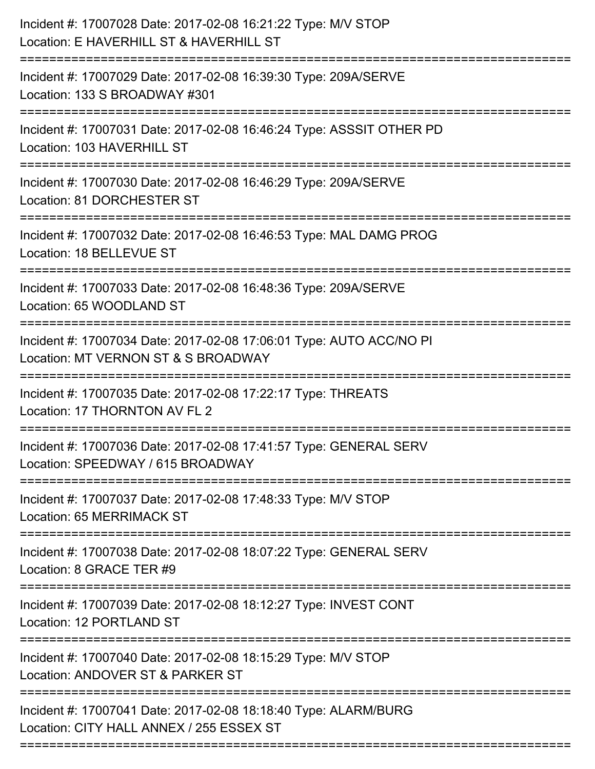Incident #: 17007028 Date: 2017-02-08 16:21:22 Type: M/V STOP
Location: E HAVERHILL ST & HAVERHILL ST

===========================================================================

Incident #: 17007029 Date: 2017-02-08 16:39:30 Type: 209A/SERVE
Location: 133 S BROADWAY #301

===========================================================================

Incident #: 17007031 Date: 2017-02-08 16:46:24 Type: ASSSIT OTHER PD
Location: 103 HAVERHILL ST

===========================================================================

Incident #: 17007030 Date: 2017-02-08 16:46:29 Type: 209A/SERVE
Location: 81 DORCHESTER ST

===========================================================================

Incident #: 17007032 Date: 2017-02-08 16:46:53 Type: MAL DAMG PROG
Location: 18 BELLEVUE ST

===========================================================================

Incident #: 17007033 Date: 2017-02-08 16:48:36 Type: 209A/SERVE
Location: 65 WOODLAND ST

===========================================================================

Incident #: 17007034 Date: 2017-02-08 17:06:01 Type: AUTO ACC/NO PI
Location: MT VERNON ST & S BROADWAY

===========================================================================

Incident #: 17007035 Date: 2017-02-08 17:22:17 Type: THREATS
Location: 17 THORNTON AV FL 2

===========================================================================

Incident #: 17007036 Date: 2017-02-08 17:41:57 Type: GENERAL SERV
Location: SPEEDWAY / 615 BROADWAY

===========================================================================

Incident #: 17007037 Date: 2017-02-08 17:48:33 Type: M/V STOP
Location: 65 MERRIMACK ST

===========================================================================

Incident #: 17007038 Date: 2017-02-08 18:07:22 Type: GENERAL SERV
Location: 8 GRACE TER #9

===========================================================================

Incident #: 17007039 Date: 2017-02-08 18:12:27 Type: INVEST CONT
Location: 12 PORTLAND ST

===========================================================================

Incident #: 17007040 Date: 2017-02-08 18:15:29 Type: M/V STOP
Location: ANDOVER ST & PARKER ST

===========================================================================

Incident #: 17007041 Date: 2017-02-08 18:18:40 Type: ALARM/BURG
Location: CITY HALL ANNEX / 255 ESSEX ST

===========================================================================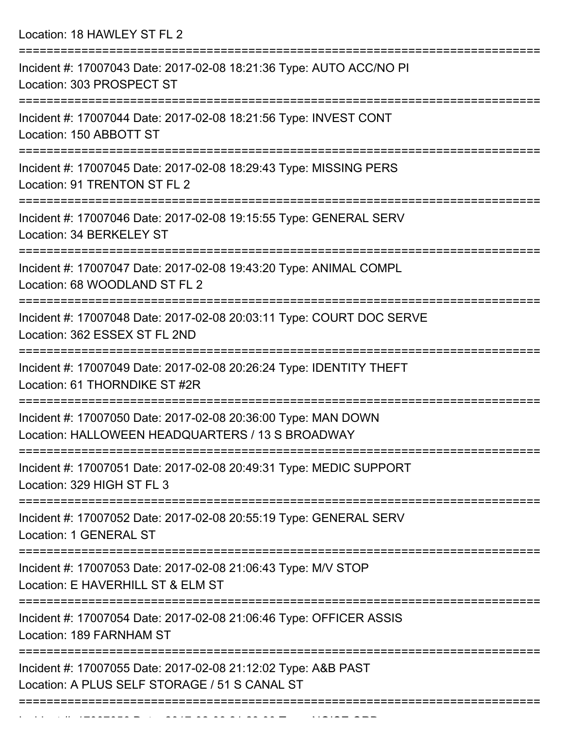Location: 18 HAWLEY ST FL 2

===========================================================================

Incident #: 17007043 Date: 2017-02-08 18:21:36 Type: AUTO ACC/NO PI
Location: 303 PROSPECT ST

===========================================================================

Incident #: 17007044 Date: 2017-02-08 18:21:56 Type: INVEST CONT
Location: 150 ABBOTT ST

===========================================================================

Incident #: 17007045 Date: 2017-02-08 18:29:43 Type: MISSING PERS
Location: 91 TRENTON ST FL 2

===========================================================================

Incident #: 17007046 Date: 2017-02-08 19:15:55 Type: GENERAL SERV
Location: 34 BERKELEY ST

===========================================================================

Incident #: 17007047 Date: 2017-02-08 19:43:20 Type: ANIMAL COMPL
Location: 68 WOODLAND ST FL 2

===========================================================================

Incident #: 17007048 Date: 2017-02-08 20:03:11 Type: COURT DOC SERVE
Location: 362 ESSEX ST FL 2ND

===========================================================================

Incident #: 17007049 Date: 2017-02-08 20:26:24 Type: IDENTITY THEFT
Location: 61 THORNDIKE ST #2R

===========================================================================

Incident #: 17007050 Date: 2017-02-08 20:36:00 Type: MAN DOWN
Location: HALLOWEEN HEADQUARTERS / 13 S BROADWAY

===========================================================================

Incident #: 17007051 Date: 2017-02-08 20:49:31 Type: MEDIC SUPPORT
Location: 329 HIGH ST FL 3

===========================================================================

Incident #: 17007052 Date: 2017-02-08 20:55:19 Type: GENERAL SERV
Location: 1 GENERAL ST

===========================================================================

Incident #: 17007053 Date: 2017-02-08 21:06:43 Type: M/V STOP
Location: E HAVERHILL ST & ELM ST

===========================================================================

Incident #: 17007054 Date: 2017-02-08 21:06:46 Type: OFFICER ASSIS
Location: 189 FARNHAM ST

===========================================================================

Incident #: 17007055 Date: 2017-02-08 21:12:02 Type: A&B PAST
Location: A PLUS SELF STORAGE / 51 S CANAL ST

===========================================================================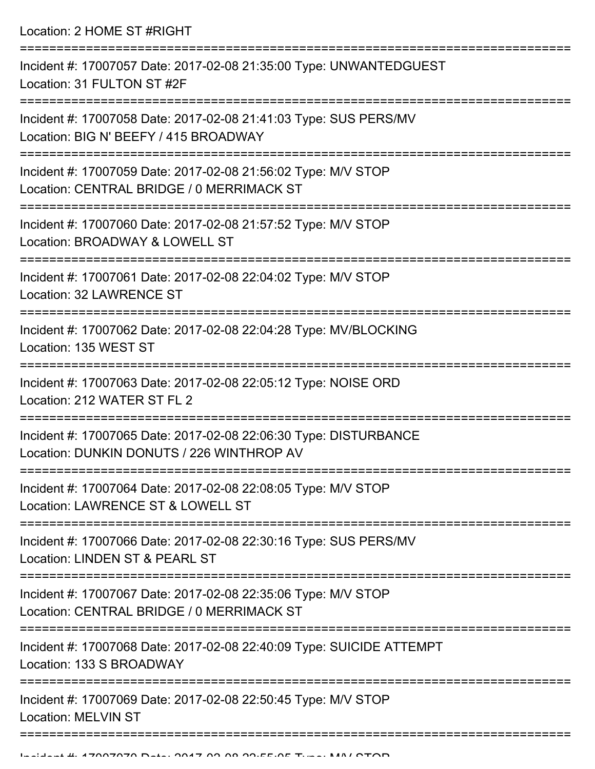Location: 2 HOME ST #RIGHT

===========================================================================

Incident #: 17007057 Date: 2017-02-08 21:35:00 Type: UNWANTEDGUEST
Location: 31 FULTON ST #2F

===========================================================================

Incident #: 17007058 Date: 2017-02-08 21:41:03 Type: SUS PERS/MV
Location: BIG N' BEEFY / 415 BROADWAY

===========================================================================

Incident #: 17007059 Date: 2017-02-08 21:56:02 Type: M/V STOP
Location: CENTRAL BRIDGE / 0 MERRIMACK ST

===========================================================================

Incident #: 17007060 Date: 2017-02-08 21:57:52 Type: M/V STOP
Location: BROADWAY & LOWELL ST

===========================================================================

Incident #: 17007061 Date: 2017-02-08 22:04:02 Type: M/V STOP
Location: 32 LAWRENCE ST

===========================================================================

Incident #: 17007062 Date: 2017-02-08 22:04:28 Type: MV/BLOCKING
Location: 135 WEST ST

===========================================================================

Incident #: 17007063 Date: 2017-02-08 22:05:12 Type: NOISE ORD
Location: 212 WATER ST FL 2

===========================================================================

Incident #: 17007065 Date: 2017-02-08 22:06:30 Type: DISTURBANCE
Location: DUNKIN DONUTS / 226 WINTHROP AV

===========================================================================

Incident #: 17007064 Date: 2017-02-08 22:08:05 Type: M/V STOP
Location: LAWRENCE ST & LOWELL ST

===========================================================================

Incident #: 17007066 Date: 2017-02-08 22:30:16 Type: SUS PERS/MV
Location: LINDEN ST & PEARL ST

===========================================================================

Incident #: 17007067 Date: 2017-02-08 22:35:06 Type: M/V STOP
Location: CENTRAL BRIDGE / 0 MERRIMACK ST

===========================================================================

Incident #: 17007068 Date: 2017-02-08 22:40:09 Type: SUICIDE ATTEMPT
Location: 133 S BROADWAY

===========================================================================

Incident #: 17007069 Date: 2017-02-08 22:50:45 Type: M/V STOP
Location: MELVIN ST

===========================================================================

Incident #: 17007070 Date: 2017-02-08 22:55:05 Type: M/V STOP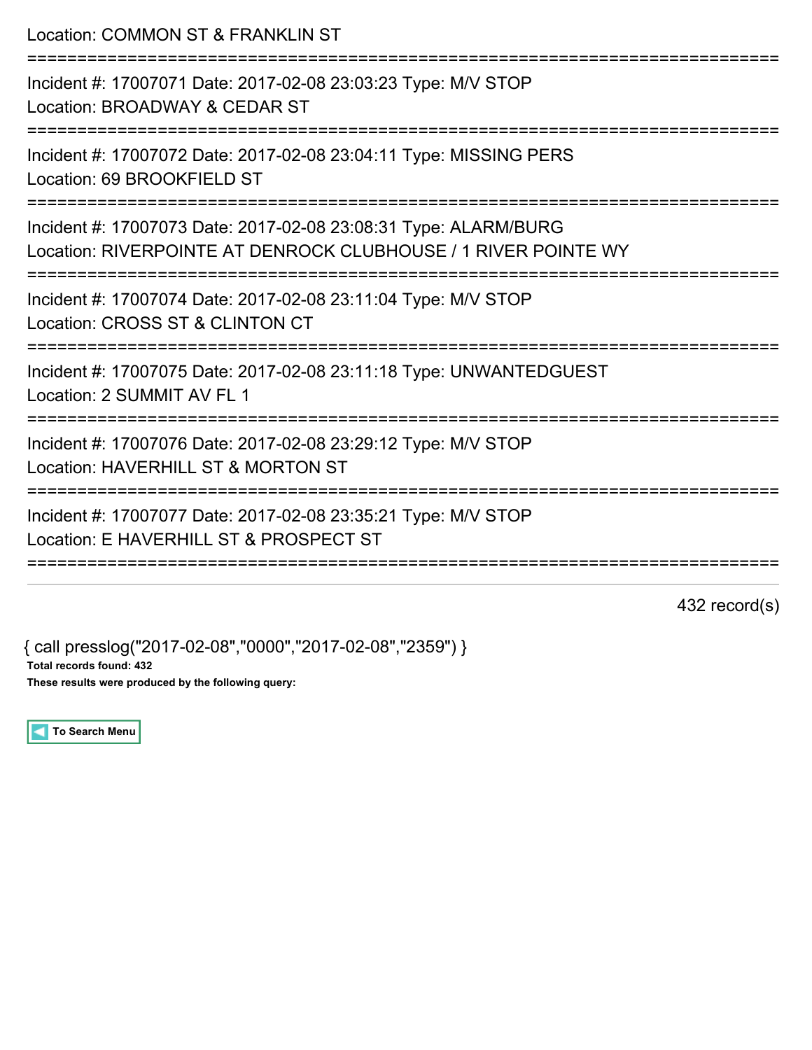Location: COMMON ST & FRANKLIN ST

===========================================================================

Incident #: 17007071 Date: 2017-02-08 23:03:23 Type: M/V STOP
Location: BROADWAY & CEDAR ST

===========================================================================

Incident #: 17007072 Date: 2017-02-08 23:04:11 Type: MISSING PERS
Location: 69 BROOKFIELD ST

===========================================================================

Incident #: 17007073 Date: 2017-02-08 23:08:31 Type: ALARM/BURG
Location: RIVERPOINTE AT DENROCK CLUBHOUSE / 1 RIVER POINTE WY

===========================================================================

Incident #: 17007074 Date: 2017-02-08 23:11:04 Type: M/V STOP
Location: CROSS ST & CLINTON CT

===========================================================================

Incident #: 17007075 Date: 2017-02-08 23:11:18 Type: UNWANTEDGUEST
Location: 2 SUMMIT AV FL 1

===========================================================================

Incident #: 17007076 Date: 2017-02-08 23:29:12 Type: M/V STOP
Location: HAVERHILL ST & MORTON ST

===========================================================================

Incident #: 17007077 Date: 2017-02-08 23:35:21 Type: M/V STOP
Location: E HAVERHILL ST & PROSPECT ST

===========================================================================

432 record(s)

{ call presslog("2017-02-08","0000","2017-02-08","2359") }

**Total records found: 432**

**These results were produced by the following query:**

To Search Menu